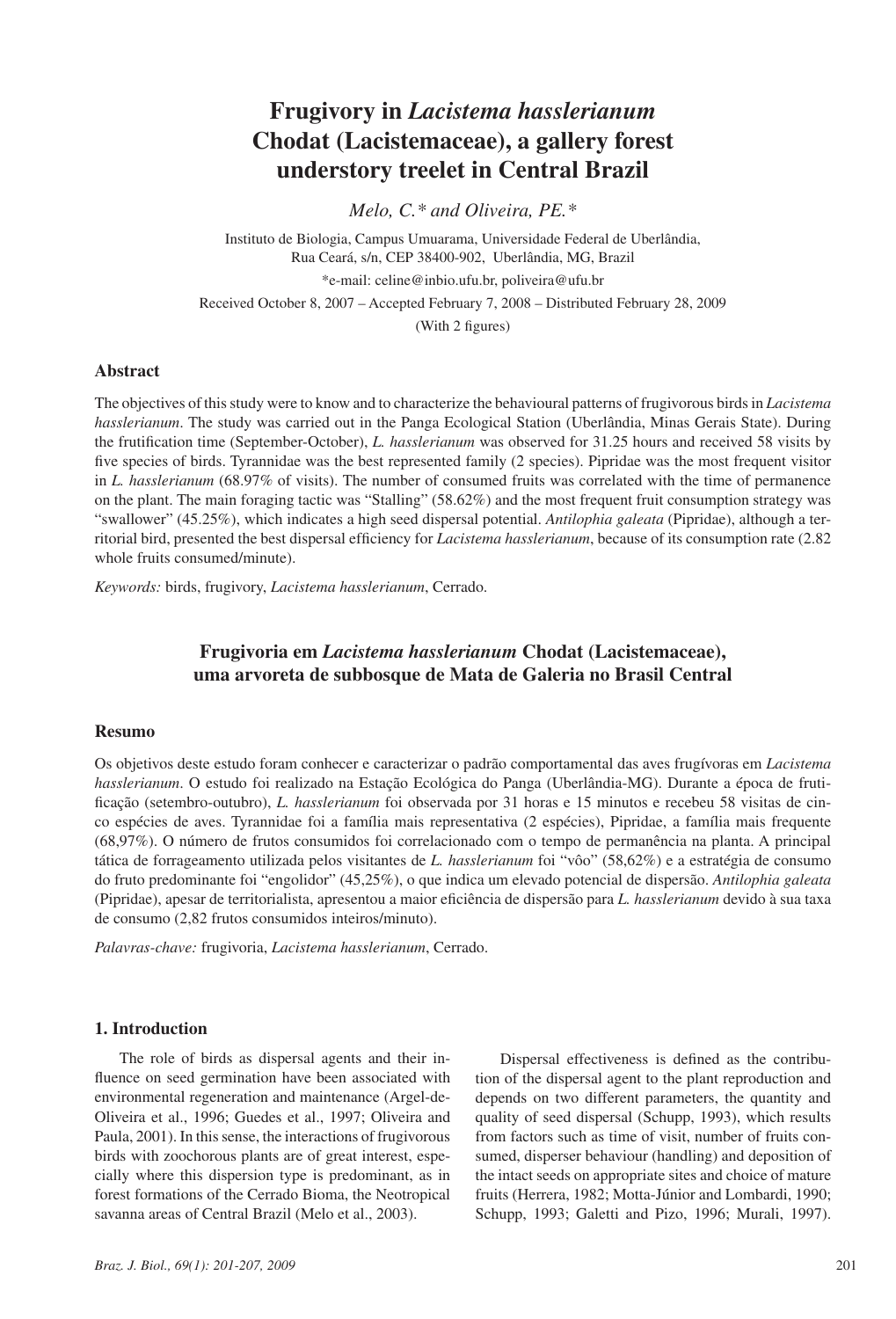# Frugivory in *Lacistema hasslerianum* Chodat (Lacistemaceae), a gallery forest understory treelet in Central Brazil

*Melo, C.\* and Oliveira, PE.\**

Instituto de Biologia, Campus Umuarama, Universidade Federal de Uberlândia, Rua Ceará, s/n, CEP 38400-902, Uberlândia, MG, Brazil

\*e-mail: celine@inbio.ufu.br, poliveira@ufu.br

Received October 8, 2007 – Accepted February 7, 2008 – Distributed February 28, 2009

(With 2 figures)

## Abstract

The objectives of this study were to know and to characterize the behavioural patterns of frugivorous birds in *Lacistema hasslerianum*. The study was carried out in the Panga Ecological Station (Uberlândia, Minas Gerais State). During the frutification time (September-October), *L. hasslerianum* was observed for 31.25 hours and received 58 visits by five species of birds. Tyrannidae was the best represented family (2 species). Pipridae was the most frequent visitor in *L. hasslerianum* (68.97% of visits). The number of consumed fruits was correlated with the time of permanence on the plant. The main foraging tactic was "Stalling" (58.62%) and the most frequent fruit consumption strategy was "swallower" (45.25%), which indicates a high seed dispersal potential. *Antilophia galeata* (Pipridae), although a territorial bird, presented the best dispersal efficiency for *Lacistema hasslerianum*, because of its consumption rate (2.82 whole fruits consumed/minute).

*Keywords:* birds, frugivory, *Lacistema hasslerianum*, Cerrado.

## Frugivoria em *Lacistema hasslerianum* Chodat (Lacistemaceae), uma arvoreta de subbosque de Mata de Galeria no Brasil Central

## Resumo

Os objetivos deste estudo foram conhecer e caracterizar o padrão comportamental das aves frugívoras em *Lacistema hasslerianum*. O estudo foi realizado na Estação Ecológica do Panga (Uberlândia-MG). Durante a época de frutificação (setembro-outubro), *L. hasslerianum* foi observada por 31 horas e 15 minutos e recebeu 58 visitas de cinco espécies de aves. Tyrannidae foi a família mais representativa (2 espécies), Pipridae, a família mais frequente (68,97%). O número de frutos consumidos foi correlacionado com o tempo de permanência na planta. A principal tática de forrageamento utilizada pelos visitantes de *L. hasslerianum* foi "vôo" (58,62%) e a estratégia de consumo do fruto predominante foi "engolidor" (45,25%), o que indica um elevado potencial de dispersão. *Antilophia galeata* (Pipridae), apesar de territorialista, apresentou a maior eficiência de dispersão para *L. hasslerianum* devido à sua taxa de consumo (2,82 frutos consumidos inteiros/minuto).

*Palavras-chave:* frugivoria, *Lacistema hasslerianum*, Cerrado.

## 1. Introduction

The role of birds as dispersal agents and their influence on seed germination have been associated with environmental regeneration and maintenance (Argel-de-Oliveira et al., 1996; Guedes et al., 1997; Oliveira and Paula, 2001). In this sense, the interactions of frugivorous birds with zoochorous plants are of great interest, especially where this dispersion type is predominant, as in forest formations of the Cerrado Bioma, the Neotropical savanna areas of Central Brazil (Melo et al., 2003).

Dispersal effectiveness is defined as the contribution of the dispersal agent to the plant reproduction and depends on two different parameters, the quantity and quality of seed dispersal (Schupp, 1993), which results from factors such as time of visit, number of fruits consumed, disperser behaviour (handling) and deposition of the intact seeds on appropriate sites and choice of mature fruits (Herrera, 1982; Motta-Júnior and Lombardi, 1990; Schupp, 1993; Galetti and Pizo, 1996; Murali, 1997).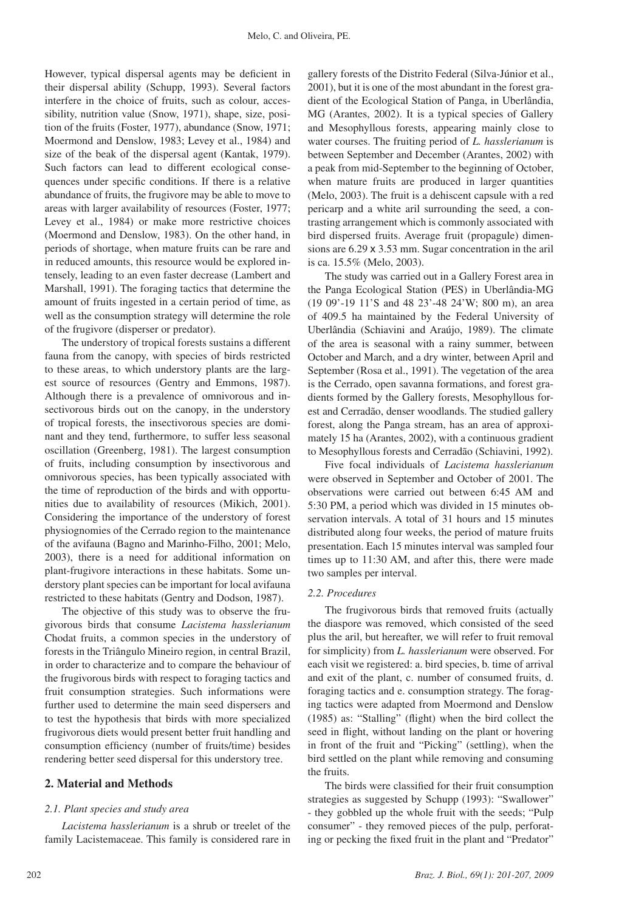However, typical dispersal agents may be deficient in their dispersal ability (Schupp, 1993). Several factors interfere in the choice of fruits, such as colour, accessibility, nutrition value (Snow, 1971), shape, size, position of the fruits (Foster, 1977), abundance (Snow, 1971; Moermond and Denslow, 1983; Levey et al., 1984) and size of the beak of the dispersal agent (Kantak, 1979). Such factors can lead to different ecological consequences under specific conditions. If there is a relative abundance of fruits, the frugivore may be able to move to areas with larger availability of resources (Foster, 1977; Levey et al., 1984) or make more restrictive choices (Moermond and Denslow, 1983). On the other hand, in periods of shortage, when mature fruits can be rare and in reduced amounts, this resource would be explored intensely, leading to an even faster decrease (Lambert and Marshall, 1991). The foraging tactics that determine the amount of fruits ingested in a certain period of time, as well as the consumption strategy will determine the role of the frugivore (disperser or predator).

The understory of tropical forests sustains a different fauna from the canopy, with species of birds restricted to these areas, to which understory plants are the largest source of resources (Gentry and Emmons, 1987). Although there is a prevalence of omnivorous and insectivorous birds out on the canopy, in the understory of tropical forests, the insectivorous species are dominant and they tend, furthermore, to suffer less seasonal oscillation (Greenberg, 1981). The largest consumption of fruits, including consumption by insectivorous and omnivorous species, has been typically associated with the time of reproduction of the birds and with opportunities due to availability of resources (Mikich, 2001). Considering the importance of the understory of forest physiognomies of the Cerrado region to the maintenance of the avifauna (Bagno and Marinho-Filho, 2001; Melo, 2003), there is a need for additional information on plant-frugivore interactions in these habitats. Some understory plant species can be important for local avifauna restricted to these habitats (Gentry and Dodson, 1987).

The objective of this study was to observe the frugivorous birds that consume *Lacistema hasslerianum* Chodat fruits, a common species in the understory of forests in the Triângulo Mineiro region, in central Brazil, in order to characterize and to compare the behaviour of the frugivorous birds with respect to foraging tactics and fruit consumption strategies. Such informations were further used to determine the main seed dispersers and to test the hypothesis that birds with more specialized frugivorous diets would present better fruit handling and consumption efficiency (number of fruits/time) besides rendering better seed dispersal for this understory tree.

## 2. Material and Methods

### 2.1. Plant species and study area

*Lacistema hasslerianum* is a shrub or treelet of the family Lacistemaceae. This family is considered rare in gallery forests of the Distrito Federal (Silva-Júnior et al., 2001), but it is one of the most abundant in the forest gradient of the Ecological Station of Panga, in Uberlândia, MG (Arantes, 2002). It is a typical species of Gallery and Mesophyllous forests, appearing mainly close to water courses. The fruiting period of *L. hasslerianum* is between September and December (Arantes, 2002) with a peak from mid-September to the beginning of October, when mature fruits are produced in larger quantities (Melo, 2003). The fruit is a dehiscent capsule with a red pericarp and a white aril surrounding the seed, a contrasting arrangement which is commonly associated with bird dispersed fruits. Average fruit (propagule) dimensions are 6.29 x 3.53 mm. Sugar concentration in the aril is ca. 15.5% (Melo, 2003).

The study was carried out in a Gallery Forest area in the Panga Ecological Station (PES) in Uberlândia-MG (19 09'-19 11'S and 48 23'-48 24'W; 800 m), an area of 409.5 ha maintained by the Federal University of Uberlândia (Schiavini and Araújo, 1989). The climate of the area is seasonal with a rainy summer, between October and March, and a dry winter, between April and September (Rosa et al., 1991). The vegetation of the area is the Cerrado, open savanna formations, and forest gradients formed by the Gallery forests, Mesophyllous forest and Cerradão, denser woodlands. The studied gallery forest, along the Panga stream, has an area of approximately 15 ha (Arantes, 2002), with a continuous gradient to Mesophyllous forests and Cerradão (Schiavini, 1992).

Five focal individuals of *Lacistema hasslerianum* were observed in September and October of 2001. The observations were carried out between 6:45 AM and 5:30 PM, a period which was divided in 15 minutes observation intervals. A total of 31 hours and 15 minutes distributed along four weeks, the period of mature fruits presentation. Each 15 minutes interval was sampled four times up to 11:30 AM, and after this, there were made two samples per interval.

### 2.2. Procedures

The frugivorous birds that removed fruits (actually the diaspore was removed, which consisted of the seed plus the aril, but hereafter, we will refer to fruit removal for simplicity) from *L. hasslerianum* were observed. For each visit we registered: a. bird species, b. time of arrival and exit of the plant, c. number of consumed fruits, d. foraging tactics and e. consumption strategy. The foraging tactics were adapted from Moermond and Denslow (1985) as: "Stalling" (flight) when the bird collect the seed in flight, without landing on the plant or hovering in front of the fruit and "Picking" (settling), when the bird settled on the plant while removing and consuming the fruits.

The birds were classified for their fruit consumption strategies as suggested by Schupp (1993): "Swallower" - they gobbled up the whole fruit with the seeds; "Pulp consumer" - they removed pieces of the pulp, perforating or pecking the fixed fruit in the plant and "Predator"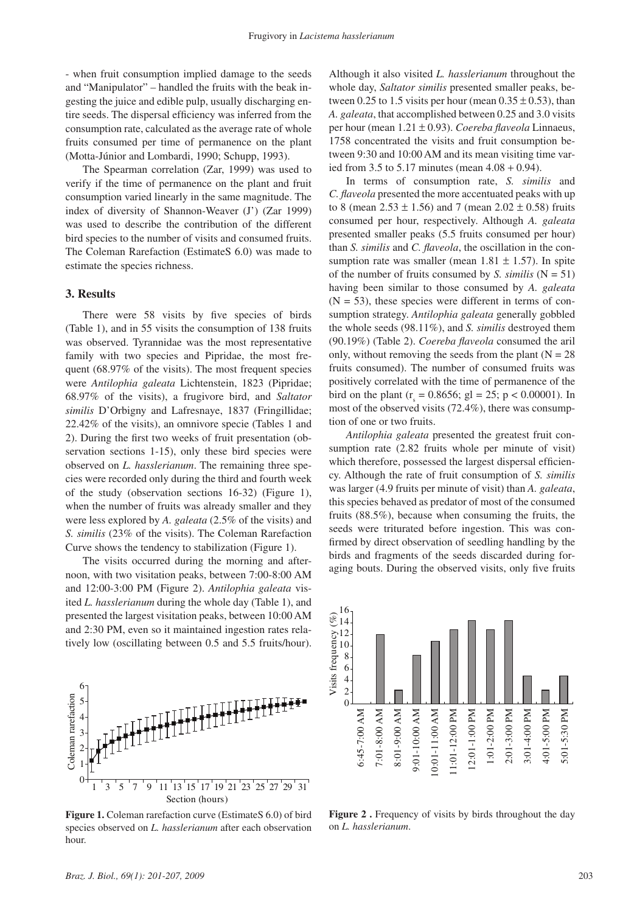- when fruit consumption implied damage to the seeds and "Manipulator" – handled the fruits with the beak ingesting the juice and edible pulp, usually discharging entire seeds. The dispersal efficiency was inferred from the consumption rate, calculated as the average rate of whole fruits consumed per time of permanence on the plant (Motta-Júnior and Lombardi, 1990; Schupp, 1993).

The Spearman correlation (Zar, 1999) was used to verify if the time of permanence on the plant and fruit consumption varied linearly in the same magnitude. The index of diversity of Shannon-Weaver (J') (Zar 1999) was used to describe the contribution of the different bird species to the number of visits and consumed fruits. The Coleman Rarefaction (EstimateS 6.0) was made to estimate the species richness.

## 3. Results

There were 58 visits by five species of birds (Table 1), and in 55 visits the consumption of 138 fruits was observed. Tyrannidae was the most representative family with two species and Pipridae, the most frequent (68.97% of the visits). The most frequent species were *Antilophia galeata* Lichtenstein, 1823 (Pipridae; 68.97% of the visits), a frugivore bird, and *Saltator similis* D'Orbigny and Lafresnaye, 1837 (Fringillidae; 22.42% of the visits), an omnivore specie (Tables 1 and 2). During the first two weeks of fruit presentation (observation sections 1-15), only these bird species were observed on *L. hasslerianum*. The remaining three species were recorded only during the third and fourth week of the study (observation sections 16-32) (Figure 1), when the number of fruits was already smaller and they were less explored by *A. galeata* (2.5% of the visits) and *S. similis* (23% of the visits). The Coleman Rarefaction Curve shows the tendency to stabilization (Figure 1).

The visits occurred during the morning and afternoon, with two visitation peaks, between 7:00-8:00 AM and 12:00-3:00 PM (Figure 2). *Antilophia galeata* visited *L. hasslerianum* during the whole day (Table 1), and presented the largest visitation peaks, between 10:00 AM and 2:30 PM, even so it maintained ingestion rates relatively low (oscillating between 0.5 and 5.5 fruits/hour).

**Figure 1.** Coleman rarefaction curve (EstimateS 6.0) of bird species observed on *L. hasslerianum* after each observation hour.

Although it also visited *L. hasslerianum* throughout the whole day, *Saltator similis* presented smaller peaks, between 0.25 to 1.5 visits per hour (mean $0.35 \pm 0.53$), than *A. galeata*, that accomplished between 0.25 and 3.0 visits per hour (mean $1.21 \pm 0.93$). *Coereba flaveola* Linnaeus, 1758 concentrated the visits and fruit consumption between 9:30 and 10:00 AM and its mean visiting time varied from 3.5 to 5.17 minutes (mean $4.08 + 0.94$).

In terms of consumption rate, *S. similis* and *C. flaveola* presented the more accentuated peaks with up to 8 (mean $2.53 \pm 1.56$) and 7 (mean $2.02 \pm 0.58$) fruits consumed per hour, respectively. Although *A. galeata* presented smaller peaks (5.5 fruits consumed per hour) than *S. similis* and *C. flaveola*, the oscillation in the consumption rate was smaller (mean $1.81 \pm 1.57$). In spite of the number of fruits consumed by *S. similis* (N = 51) having been similar to those consumed by *A. galeata* (N = 53), these species were different in terms of consumption strategy. *Antilophia galeata* generally gobbled the whole seeds (98.11%), and *S. similis* destroyed them (90.19%) (Table 2). *Coereba flaveola* consumed the aril only, without removing the seeds from the plant (N = 28 fruits consumed). The number of consumed fruits was positively correlated with the time of permanence of the bird on the plant ($r_s = 0.8656$; gl = 25; $p < 0.00001$). In most of the observed visits (72.4%), there was consumption of one or two fruits.

*Antilophia galeata* presented the greatest fruit consumption rate (2.82 fruits whole per minute of visit) which therefore, possessed the largest dispersal efficiency. Although the rate of fruit consumption of *S. similis* was larger (4.9 fruits per minute of visit) than *A. galeata*, this species behaved as predator of most of the consumed fruits (88.5%), because when consuming the fruits, the seeds were triturated before ingestion. This was confirmed by direct observation of seedling handling by the birds and fragments of the seeds discarded during foraging bouts. During the observed visits, only five fruits

**Figure 2 .** Frequency of visits by birds throughout the day on *L. hasslerianum*.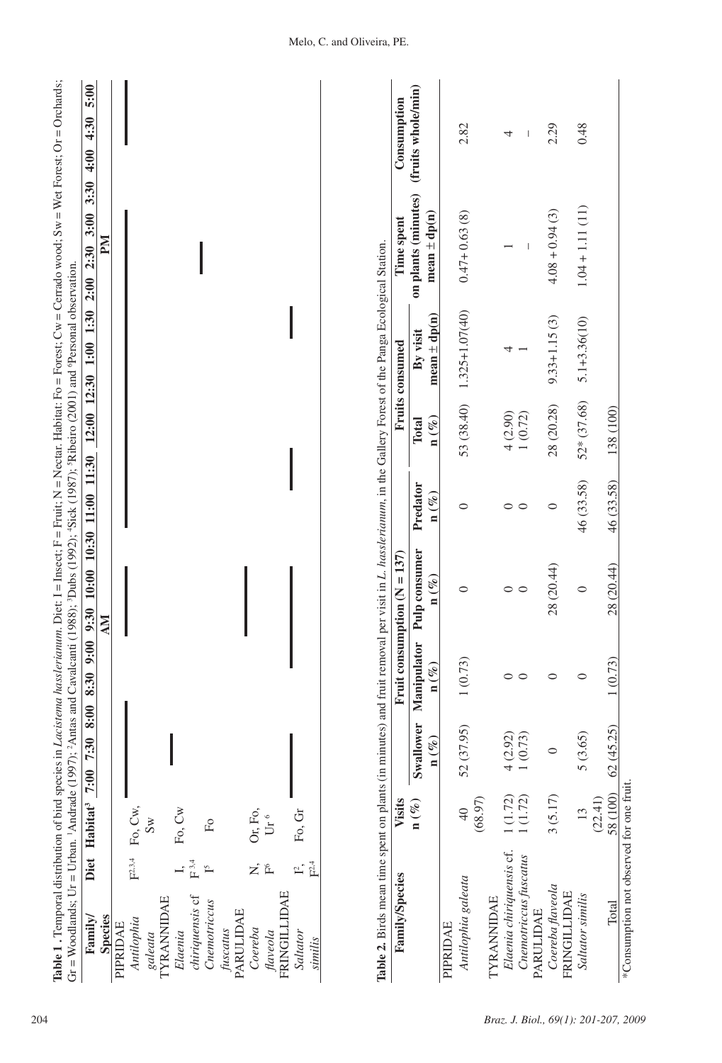**Table 1.** Temporal distribution of bird species in *Lacistema hasslerianum*. Diet: I = Insect; F = Fruit; N = Nectar. Habitat: Fo = Forest; Cw = Cerrado wood; Sw = Wet Forest; Or = Orchards; Gr = Woodlands; Ur = Urban. [1]Andrade (1997); [2]Antas and Cavalcanti (1988); [3]Dubs (1992); [4]Sick (1987); [5]Ribeiro (2001) and [6]Personal observation.

| Family/ Species | Diet | Habitat[3] | 7:00 | 7:30 | 8:00 | 8:30 | 9:00 | 9:30 | 10:00 | 10:30 | 11:00 | 11:30 | 12:00 | 12:30 | 1:00 | 1:30 | 2:00 | 2:30 | 3:00 | 3:30 | 4:00 | 4:30 | 5:00 |
|---|---|---|---|---|---|---|---|---|---|---|---|---|---|---|---|---|---|---|---|---|---|---|---|
| | | | AM | | | | | | | | | | | PM | | | | | | | | | |
| PIPRIDAE | | | | | | | | | | | | | | | | | | | | | | | |
| *Antilophia galeata* | F[2,3,4] | Fo, Cw, Sw | ■ | | | ■ | | | ■ | | | ■ | | | | | | | | ■ | | ■ | |
| TYRANNIDAE | | | | | | | | | | | | | | | | | | | | | | | |
| *Elaenia chiriquensis* cf | I, F[3,4] | Fo, Cw | | ■ | | | | | | | | | | | | | | | | | | | |
| *Cnemotriccus fuscatus* | I[5] | Fo | | | | | | | | | | | | | | | | ■ | | | | | |
| PARULIDAE | | | | | | | | | | | | | | | | | | | | | | | |
| *Coereba flaveola* | N, F[6] | Or, Fo, Ur[6] | | | | | | ■ | | | | | | | | | | | | | | | |
| FRINGILLIDAE | | | | | | | | | | | | | | | | | | | | | | | |
| *Saltator similis* | I[2], F[2,4] | Fo, Gr | ■ | | | | | ■ | | | | | ■ | | | ■ | | | | | | | |

**Table 2.** Birds mean time spent on plants (in minutes) and fruit removal per visit in *L. hasslerianum*, in the Gallery Forest of the Panga Ecological Station.

| Family/Species | Visits | Fruit consumption (N = 137) | | | | Fruits consumed | | Time spent on plants (minutes) | Consumption (fruits whole/min) |
|---|---|---|---|---|---|---|---|---|---|
| | n (%) | Swallower n (%) | Manipulator n (%) | Pulp consumer n (%) | Predator n (%) | Total n (%) | By visit mean ± dp(n) | mean ± dp(n) | |
| PIPRIDAE | | | | | | | | | |
| *Antilophia galeata* | 40 (68.97) | 52 (37.95) | 1 (0.73) | 0 | 0 | 53 (38.40) | 1.325+1.07(40) | 0.47+ 0.63 (8) | 2.82 |
| TYRANNIDAE | | | | | | | | | |
| *Elaenia chiriquensis* cf. | 1 (1.72) | 4 (2.92) | 0 | 0 | 0 | 4 (2.90) | 4 | 1 | 4 |
| *Cnemotriccus fuscatus* | 1 (1.72) | 1 (0.73) | 0 | 0 | 0 | 1 (0.72) | 1 | – | – |
| PARULIDAE | | | | | | | | | |
| *Coereba flaveola* | 3 (5.17) | 0 | 0 | 28 (20.44) | 0 | 28 (20.28) | 9.33+1.15 (3) | 4.08 + 0.94 (3) | 2.29 |
| FRINGILLIDAE | | | | | | | | | |
| *Saltator similis* | 13 (22.41) | 5 (3.65) | 0 | 0 | 46 (33.58) | 52* (37.68) | 5.1+3.36(10) | 1.04 + 1.11 (11) | 0.48 |
| Total | 58 (100) | 62 (45.25) | 1 (0.73) | 28 (20.44) | 46 (33.58) | 138 (100) | | | |

*Consumption not observed for one fruit.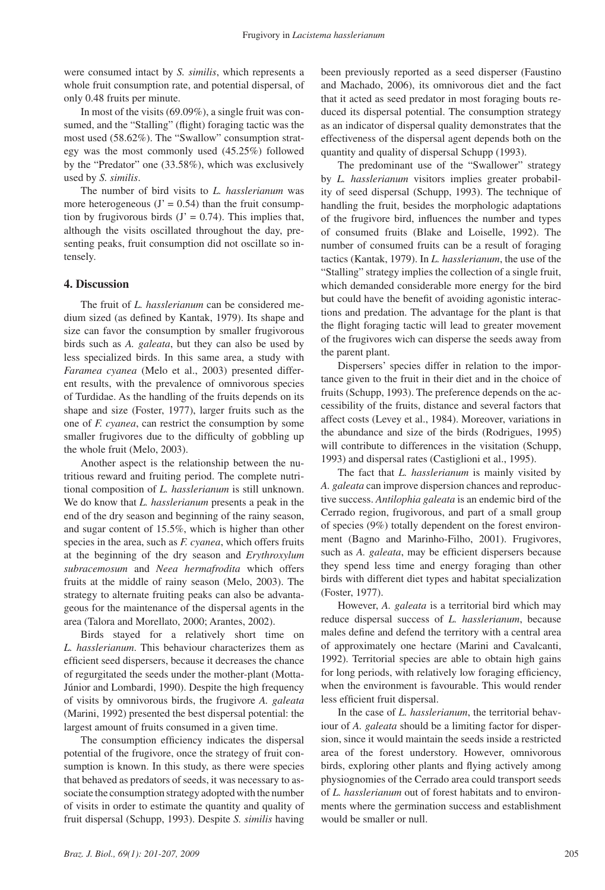were consumed intact by *S. similis*, which represents a whole fruit consumption rate, and potential dispersal, of only 0.48 fruits per minute.

In most of the visits (69.09%), a single fruit was consumed, and the "Stalling" (flight) foraging tactic was the most used (58.62%). The "Swallow" consumption strategy was the most commonly used (45.25%) followed by the "Predator" one (33.58%), which was exclusively used by *S. similis*.

The number of bird visits to *L. hasslerianum* was more heterogeneous (J' = 0.54) than the fruit consumption by frugivorous birds (J' = 0.74). This implies that, although the visits oscillated throughout the day, presenting peaks, fruit consumption did not oscillate so intensely.

## 4. Discussion

The fruit of *L. hasslerianum* can be considered medium sized (as defined by Kantak, 1979). Its shape and size can favor the consumption by smaller frugivorous birds such as *A. galeata*, but they can also be used by less specialized birds. In this same area, a study with *Faramea cyanea* (Melo et al., 2003) presented different results, with the prevalence of omnivorous species of Turdidae. As the handling of the fruits depends on its shape and size (Foster, 1977), larger fruits such as the one of *F. cyanea*, can restrict the consumption by some smaller frugivores due to the difficulty of gobbling up the whole fruit (Melo, 2003).

Another aspect is the relationship between the nutritious reward and fruiting period. The complete nutritional composition of *L. hasslerianum* is still unknown. We do know that *L. hasslerianum* presents a peak in the end of the dry season and beginning of the rainy season, and sugar content of 15.5%, which is higher than other species in the area, such as *F. cyanea*, which offers fruits at the beginning of the dry season and *Erythroxylum subracemosum* and *Neea hermafrodita* which offers fruits at the middle of rainy season (Melo, 2003). The strategy to alternate fruiting peaks can also be advantageous for the maintenance of the dispersal agents in the area (Talora and Morellato, 2000; Arantes, 2002).

Birds stayed for a relatively short time on *L. hasslerianum*. This behaviour characterizes them as efficient seed dispersers, because it decreases the chance of regurgitated the seeds under the mother-plant (Motta-Júnior and Lombardi, 1990). Despite the high frequency of visits by omnivorous birds, the frugivore *A. galeata* (Marini, 1992) presented the best dispersal potential: the largest amount of fruits consumed in a given time.

The consumption efficiency indicates the dispersal potential of the frugivore, once the strategy of fruit consumption is known. In this study, as there were species that behaved as predators of seeds, it was necessary to associate the consumption strategy adopted with the number of visits in order to estimate the quantity and quality of fruit dispersal (Schupp, 1993). Despite *S. similis* having been previously reported as a seed disperser (Faustino and Machado, 2006), its omnivorous diet and the fact that it acted as seed predator in most foraging bouts reduced its dispersal potential. The consumption strategy as an indicator of dispersal quality demonstrates that the effectiveness of the dispersal agent depends both on the quantity and quality of dispersal Schupp (1993).

The predominant use of the "Swallower" strategy by *L. hasslerianum* visitors implies greater probability of seed dispersal (Schupp, 1993). The technique of handling the fruit, besides the morphologic adaptations of the frugivore bird, influences the number and types of consumed fruits (Blake and Loiselle, 1992). The number of consumed fruits can be a result of foraging tactics (Kantak, 1979). In *L. hasslerianum*, the use of the "Stalling" strategy implies the collection of a single fruit, which demanded considerable more energy for the bird but could have the benefit of avoiding agonistic interactions and predation. The advantage for the plant is that the flight foraging tactic will lead to greater movement of the frugivores wich can disperse the seeds away from the parent plant.

Dispersers' species differ in relation to the importance given to the fruit in their diet and in the choice of fruits (Schupp, 1993). The preference depends on the accessibility of the fruits, distance and several factors that affect costs (Levey et al., 1984). Moreover, variations in the abundance and size of the birds (Rodrigues, 1995) will contribute to differences in the visitation (Schupp, 1993) and dispersal rates (Castiglioni et al., 1995).

The fact that *L. hasslerianum* is mainly visited by *A. galeata* can improve dispersion chances and reproductive success. *Antilophia galeata* is an endemic bird of the Cerrado region, frugivorous, and part of a small group of species (9%) totally dependent on the forest environment (Bagno and Marinho-Filho, 2001). Frugivores, such as *A. galeata*, may be efficient dispersers because they spend less time and energy foraging than other birds with different diet types and habitat specialization (Foster, 1977).

However, *A. galeata* is a territorial bird which may reduce dispersal success of *L. hasslerianum*, because males define and defend the territory with a central area of approximately one hectare (Marini and Cavalcanti, 1992). Territorial species are able to obtain high gains for long periods, with relatively low foraging efficiency, when the environment is favourable. This would render less efficient fruit dispersal.

In the case of *L. hasslerianum*, the territorial behaviour of *A. galeata* should be a limiting factor for dispersion, since it would maintain the seeds inside a restricted area of the forest understory. However, omnivorous birds, exploring other plants and flying actively among physiognomies of the Cerrado area could transport seeds of *L. hasslerianum* out of forest habitats and to environments where the germination success and establishment would be smaller or null.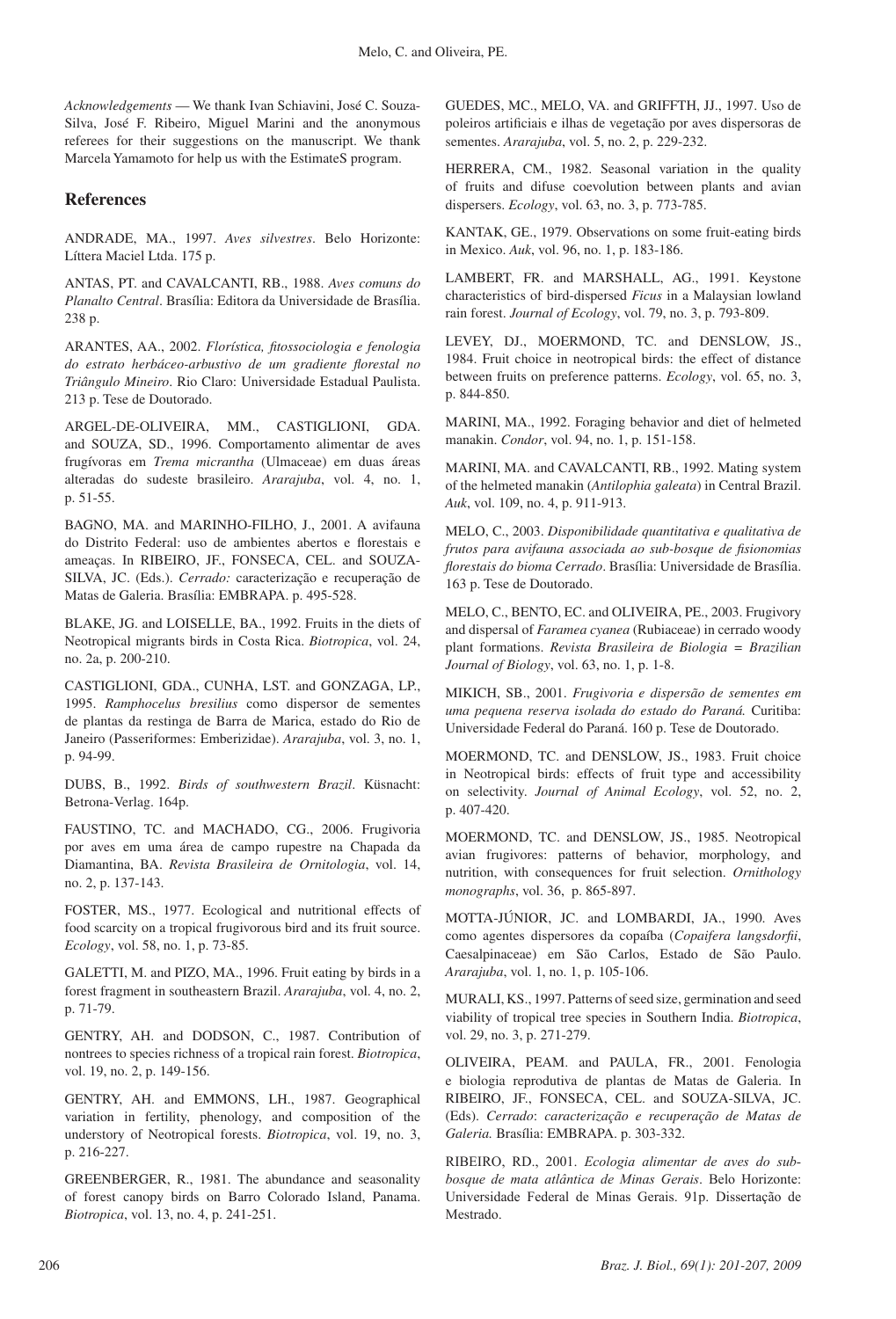*Acknowledgements* — We thank Ivan Schiavini, José C. Souza-Silva, José F. Ribeiro, Miguel Marini and the anonymous referees for their suggestions on the manuscript. We thank Marcela Yamamoto for help us with the EstimateS program.

## References

ANDRADE, MA., 1997. *Aves silvestres*. Belo Horizonte: Líttera Maciel Ltda. 175 p.

ANTAS, PT. and CAVALCANTI, RB., 1988. *Aves comuns do Planalto Central*. Brasília: Editora da Universidade de Brasília. 238 p.

ARANTES, AA., 2002. *Florística, fitossociologia e fenologia do estrato herbáceo-arbustivo de um gradiente florestal no Triângulo Mineiro*. Rio Claro: Universidade Estadual Paulista. 213 p. Tese de Doutorado.

ARGEL-DE-OLIVEIRA, MM., CASTIGLIONI, GDA. and SOUZA, SD., 1996. Comportamento alimentar de aves frugívoras em *Trema micrantha* (Ulmaceae) em duas áreas alteradas do sudeste brasileiro. *Ararajuba*, vol. 4, no. 1, p. 51-55.

BAGNO, MA. and MARINHO-FILHO, J., 2001. A avifauna do Distrito Federal: uso de ambientes abertos e florestais e ameaças. In RIBEIRO, JF., FONSECA, CEL. and SOUZA-SILVA, JC. (Eds.). *Cerrado:* caracterização e recuperação de Matas de Galeria. Brasília: EMBRAPA. p. 495-528.

BLAKE, JG. and LOISELLE, BA., 1992. Fruits in the diets of Neotropical migrants birds in Costa Rica. *Biotropica*, vol. 24, no. 2a, p. 200-210.

CASTIGLIONI, GDA., CUNHA, LST. and GONZAGA, LP., 1995. *Ramphocelus bresilius* como dispersor de sementes de plantas da restinga de Barra de Marica, estado do Rio de Janeiro (Passeriformes: Emberizidae). *Ararajuba*, vol. 3, no. 1, p. 94-99.

DUBS, B., 1992. *Birds of southwestern Brazil*. Küsnacht: Betrona-Verlag. 164p.

FAUSTINO, TC. and MACHADO, CG., 2006. Frugivoria por aves em uma área de campo rupestre na Chapada da Diamantina, BA. *Revista Brasileira de Ornitologia*, vol. 14, no. 2, p. 137-143.

FOSTER, MS., 1977. Ecological and nutritional effects of food scarcity on a tropical frugivorous bird and its fruit source. *Ecology*, vol. 58, no. 1, p. 73-85.

GALETTI, M. and PIZO, MA., 1996. Fruit eating by birds in a forest fragment in southeastern Brazil. *Ararajuba*, vol. 4, no. 2, p. 71-79.

GENTRY, AH. and DODSON, C., 1987. Contribution of nontrees to species richness of a tropical rain forest. *Biotropica*, vol. 19, no. 2, p. 149-156.

GENTRY, AH. and EMMONS, LH., 1987. Geographical variation in fertility, phenology, and composition of the understory of Neotropical forests. *Biotropica*, vol. 19, no. 3, p. 216-227.

GREENBERGER, R., 1981. The abundance and seasonality of forest canopy birds on Barro Colorado Island, Panama. *Biotropica*, vol. 13, no. 4, p. 241-251.

GUEDES, MC., MELO, VA. and GRIFFTH, JJ., 1997. Uso de poleiros artificiais e ilhas de vegetação por aves dispersoras de sementes. *Ararajuba*, vol. 5, no. 2, p. 229-232.

HERRERA, CM., 1982. Seasonal variation in the quality of fruits and difuse coevolution between plants and avian dispersers. *Ecology*, vol. 63, no. 3, p. 773-785.

KANTAK, GE., 1979. Observations on some fruit-eating birds in Mexico. *Auk*, vol. 96, no. 1, p. 183-186.

LAMBERT, FR. and MARSHALL, AG., 1991. Keystone characteristics of bird-dispersed *Ficus* in a Malaysian lowland rain forest. *Journal of Ecology*, vol. 79, no. 3, p. 793-809.

LEVEY, DJ., MOERMOND, TC. and DENSLOW, JS., 1984. Fruit choice in neotropical birds: the effect of distance between fruits on preference patterns. *Ecology*, vol. 65, no. 3, p. 844-850.

MARINI, MA., 1992. Foraging behavior and diet of helmeted manakin. *Condor*, vol. 94, no. 1, p. 151-158.

MARINI, MA. and CAVALCANTI, RB., 1992. Mating system of the helmeted manakin (*Antilophia galeata*) in Central Brazil. *Auk*, vol. 109, no. 4, p. 911-913.

MELO, C., 2003. *Disponibilidade quantitativa e qualitativa de frutos para avifauna associada ao sub-bosque de fisionomias florestais do bioma Cerrado*. Brasília: Universidade de Brasília. 163 p. Tese de Doutorado.

MELO, C., BENTO, EC. and OLIVEIRA, PE., 2003. Frugivory and dispersal of *Faramea cyanea* (Rubiaceae) in cerrado woody plant formations. *Revista Brasileira de Biologia = Brazilian Journal of Biology*, vol. 63, no. 1, p. 1-8.

MIKICH, SB., 2001. *Frugivoria e dispersão de sementes em uma pequena reserva isolada do estado do Paraná.* Curitiba: Universidade Federal do Paraná. 160 p. Tese de Doutorado.

MOERMOND, TC. and DENSLOW, JS., 1983. Fruit choice in Neotropical birds: effects of fruit type and accessibility on selectivity. *Journal of Animal Ecology*, vol. 52, no. 2, p. 407-420.

MOERMOND, TC. and DENSLOW, JS., 1985. Neotropical avian frugivores: patterns of behavior, morphology, and nutrition, with consequences for fruit selection. *Ornithology monographs*, vol. 36, p. 865-897.

MOTTA-JÚNIOR, JC. and LOMBARDI, JA., 1990. Aves como agentes dispersores da copaíba (*Copaifera langsdorfii*, Caesalpinaceae) em São Carlos, Estado de São Paulo. *Ararajuba*, vol. 1, no. 1, p. 105-106.

MURALI, KS., 1997. Patterns of seed size, germination and seed viability of tropical tree species in Southern India. *Biotropica*, vol. 29, no. 3, p. 271-279.

OLIVEIRA, PEAM. and PAULA, FR., 2001. Fenologia e biologia reprodutiva de plantas de Matas de Galeria. In RIBEIRO, JF., FONSECA, CEL. and SOUZA-SILVA, JC. (Eds). *Cerrado*: *caracterização e recuperação de Matas de Galeria.* Brasília: EMBRAPA. p. 303-332.

RIBEIRO, RD., 2001. *Ecologia alimentar de aves do sub-bosque de mata atlântica de Minas Gerais*. Belo Horizonte: Universidade Federal de Minas Gerais. 91p. Dissertação de Mestrado.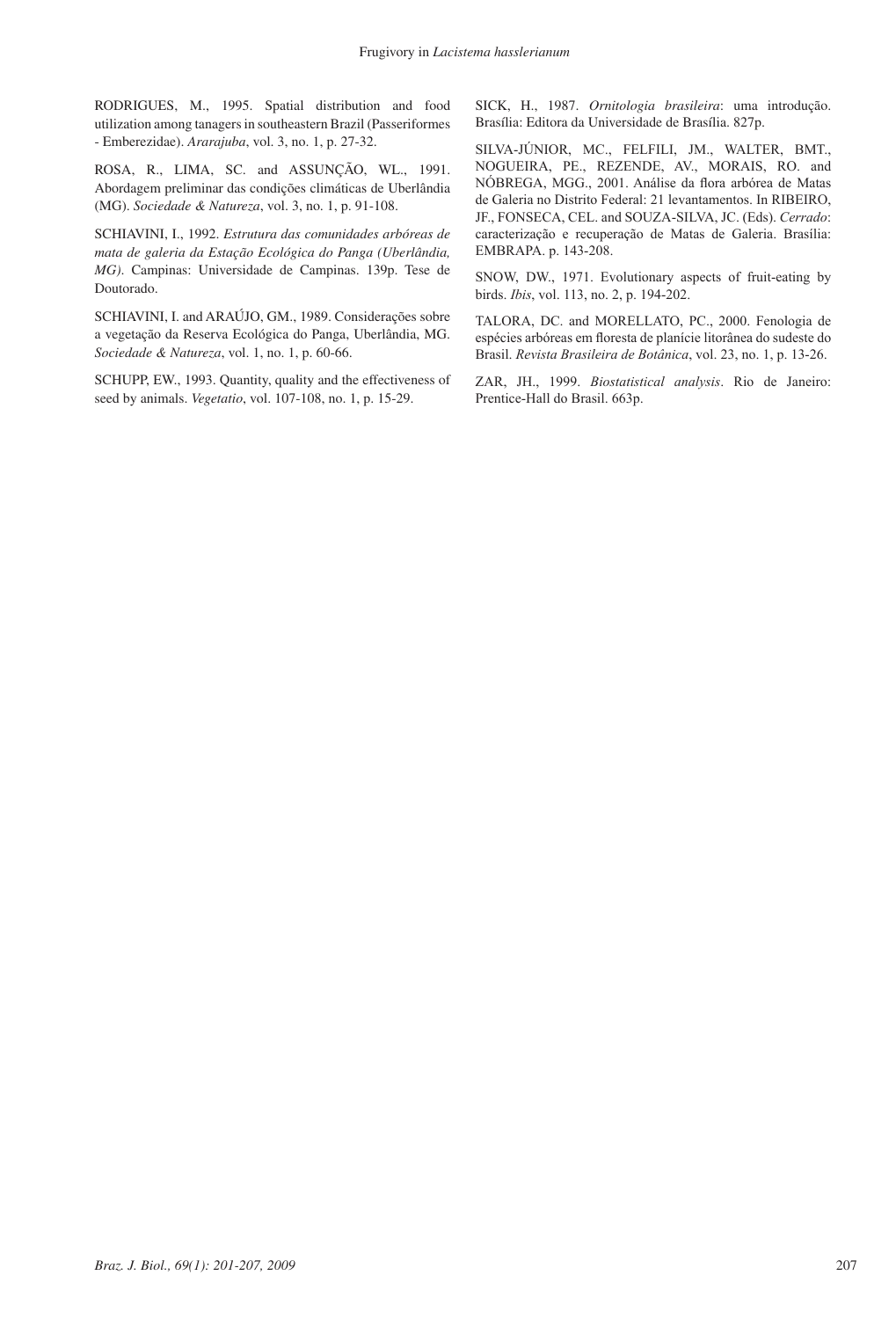RODRIGUES, M., 1995. Spatial distribution and food utilization among tanagers in southeastern Brazil (Passeriformes - Emberezidae). *Ararajuba*, vol. 3, no. 1, p. 27-32.

ROSA, R., LIMA, SC. and ASSUNÇÃO, WL., 1991. Abordagem preliminar das condições climáticas de Uberlândia (MG). *Sociedade & Natureza*, vol. 3, no. 1, p. 91-108.

SCHIAVINI, I., 1992. *Estrutura das comunidades arbóreas de mata de galeria da Estação Ecológica do Panga (Uberlândia, MG)*. Campinas: Universidade de Campinas. 139p. Tese de Doutorado.

SCHIAVINI, I. and ARAÚJO, GM., 1989. Considerações sobre a vegetação da Reserva Ecológica do Panga, Uberlândia, MG. *Sociedade & Natureza*, vol. 1, no. 1, p. 60-66.

SCHUPP, EW., 1993. Quantity, quality and the effectiveness of seed by animals. *Vegetatio*, vol. 107-108, no. 1, p. 15-29.

SICK, H., 1987. *Ornitologia brasileira*: uma introdução. Brasília: Editora da Universidade de Brasília. 827p.

SILVA-JÚNIOR, MC., FELFILI, JM., WALTER, BMT., NOGUEIRA, PE., REZENDE, AV., MORAIS, RO. and NÓBREGA, MGG., 2001. Análise da flora arbórea de Matas de Galeria no Distrito Federal: 21 levantamentos. In RIBEIRO, JF., FONSECA, CEL. and SOUZA-SILVA, JC. (Eds). *Cerrado*: caracterização e recuperação de Matas de Galeria. Brasília: EMBRAPA. p. 143-208.

SNOW, DW., 1971. Evolutionary aspects of fruit-eating by birds. *Ibis*, vol. 113, no. 2, p. 194-202.

TALORA, DC. and MORELLATO, PC., 2000. Fenologia de espécies arbóreas em floresta de planície litorânea do sudeste do Brasil. *Revista Brasileira de Botânica*, vol. 23, no. 1, p. 13-26.

ZAR, JH., 1999. *Biostatistical analysis*. Rio de Janeiro: Prentice-Hall do Brasil. 663p.